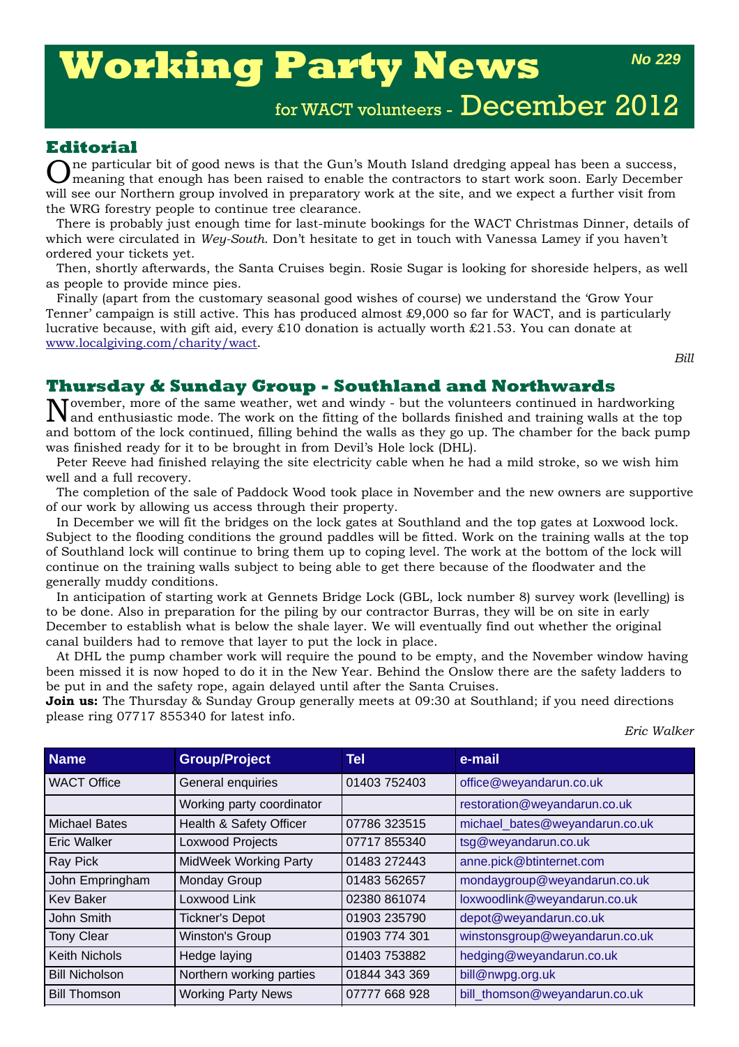# Working Party News

**No 229**

for WACT volunteers - December 2012

## Editorial

One particular bit of good news is that the Gun's Mouth Island dredging appeal has been a success, meaning that enough has been raised to enable the contractors to start work soon. Early December will see our Northern group involved in preparatory work at the site, and we expect a further visit from the WRG forestry people to continue tree clearance.

There is probably just enough time for last-minute bookings for the WACT Christmas Dinner, details of which were circulated in *Wey-South*. Don't hesitate to get in touch with Vanessa Lamey if you haven't ordered your tickets yet.

Then, shortly afterwards, the Santa Cruises begin. Rosie Sugar is looking for shoreside helpers, as well as people to provide mince pies.

Finally (apart from the customary seasonal good wishes of course) we understand the 'Grow Your Tenner' campaign is still active. This has produced almost £9,000 so far for WACT, and is particularly lucrative because, with gift aid, every £10 donation is actually worth £21.53. You can donate at www.localgiving.com/charity/wact.

*Bill*

## Thursday & Sunday Group - Southland and Northwards

November, more of the same weather, wet and windy - but the volunteers continued in hardworking and enthusiastic mode. The work on the fitting of the bollards finished and training walls at the top and bottom of the lock continued, filling behind the walls as they go up. The chamber for the back pump was finished ready for it to be brought in from Devil's Hole lock (DHL).

Peter Reeve had finished relaying the site electricity cable when he had a mild stroke, so we wish him well and a full recovery.

The completion of the sale of Paddock Wood took place in November and the new owners are supportive of our work by allowing us access through their property.

In December we will fit the bridges on the lock gates at Southland and the top gates at Loxwood lock. Subject to the flooding conditions the ground paddles will be fitted. Work on the training walls at the top of Southland lock will continue to bring them up to coping level. The work at the bottom of the lock will continue on the training walls subject to being able to get there because of the floodwater and the generally muddy conditions.

In anticipation of starting work at Gennets Bridge Lock (GBL, lock number 8) survey work (levelling) is to be done. Also in preparation for the piling by our contractor Burras, they will be on site in early December to establish what is below the shale layer. We will eventually find out whether the original canal builders had to remove that layer to put the lock in place.

At DHL the pump chamber work will require the pound to be empty, and the November window having been missed it is now hoped to do it in the New Year. Behind the Onslow there are the safety ladders to be put in and the safety rope, again delayed until after the Santa Cruises.

**Join us:** The Thursday & Sunday Group generally meets at 09:30 at Southland; if you need directions please ring 07717 855340 for latest info.

*Eric Walker*

| Name | Group/Project | Tel | e-mail |
|---|---|---|---|
| WACT Office | General enquiries | 01403 752403 | office@weyandarun.co.uk |
| | Working party coordinator | | restoration@weyandarun.co.uk |
| Michael Bates | Health & Safety Officer | 07786 323515 | michael_bates@weyandarun.co.uk |
| Eric Walker | Loxwood Projects | 07717 855340 | tsg@weyandarun.co.uk |
| Ray Pick | MidWeek Working Party | 01483 272443 | anne.pick@btinternet.com |
| John Empringham | Monday Group | 01483 562657 | mondaygroup@weyandarun.co.uk |
| Kev Baker | Loxwood Link | 02380 861074 | loxwoodlink@weyandarun.co.uk |
| John Smith | Tickner's Depot | 01903 235790 | depot@weyandarun.co.uk |
| Tony Clear | Winston's Group | 01903 774 301 | winstonsgroup@weyandarun.co.uk |
| Keith Nichols | Hedge laying | 01403 753882 | hedging@weyandarun.co.uk |
| Bill Nicholson | Northern working parties | 01844 343 369 | bill@nwpg.org.uk |
| Bill Thomson | Working Party News | 07777 668 928 | bill_thomson@weyandarun.co.uk |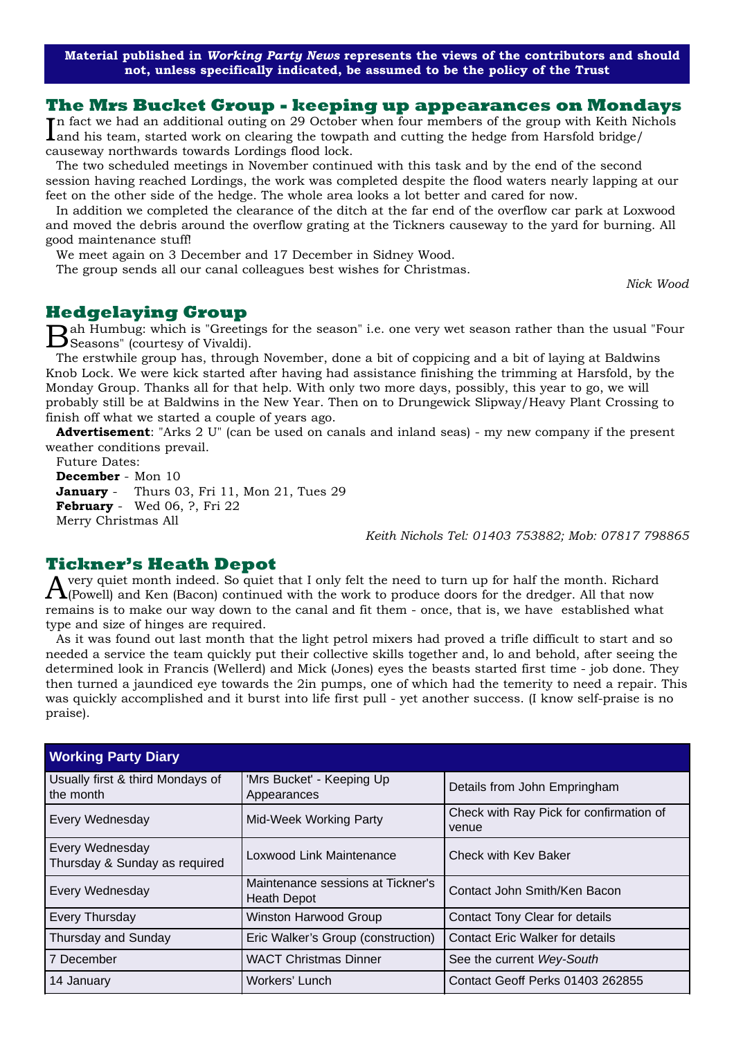**Material published in *Working Party News* represents the views of the contributors and should not, unless specifically indicated, be assumed to be the policy of the Trust**

## The Mrs Bucket Group - keeping up appearances on Mondays

In fact we had an additional outing on 29 October when four members of the group with Keith Nichols and his team, started work on clearing the towpath and cutting the hedge from Harsfold bridge/ causeway northwards towards Lordings flood lock.

The two scheduled meetings in November continued with this task and by the end of the second session having reached Lordings, the work was completed despite the flood waters nearly lapping at our feet on the other side of the hedge. The whole area looks a lot better and cared for now.

In addition we completed the clearance of the ditch at the far end of the overflow car park at Loxwood and moved the debris around the overflow grating at the Tickners causeway to the yard for burning. All good maintenance stuff!

We meet again on 3 December and 17 December in Sidney Wood.

The group sends all our canal colleagues best wishes for Christmas.

*Nick Wood*

## Hedgelaying Group

Bah Humbug: which is "Greetings for the season" i.e. one very wet season rather than the usual "Four Seasons" (courtesy of Vivaldi).

The erstwhile group has, through November, done a bit of coppicing and a bit of laying at Baldwins Knob Lock. We were kick started after having had assistance finishing the trimming at Harsfold, by the Monday Group. Thanks all for that help. With only two more days, possibly, this year to go, we will probably still be at Baldwins in the New Year. Then on to Drungewick Slipway/Heavy Plant Crossing to finish off what we started a couple of years ago.

**Advertisement**: "Arks 2 U" (can be used on canals and inland seas) - my new company if the present weather conditions prevail.

Future Dates:
**December** - Mon 10
**January** - Thurs 03, Fri 11, Mon 21, Tues 29
**February** - Wed 06, ?, Fri 22
Merry Christmas All

*Keith Nichols Tel: 01403 753882; Mob: 07817 798865*

## Tickner's Heath Depot

A very quiet month indeed. So quiet that I only felt the need to turn up for half the month. Richard (Powell) and Ken (Bacon) continued with the work to produce doors for the dredger. All that now remains is to make our way down to the canal and fit them - once, that is, we have established what type and size of hinges are required.

As it was found out last month that the light petrol mixers had proved a trifle difficult to start and so needed a service the team quickly put their collective skills together and, lo and behold, after seeing the determined look in Francis (Wellerd) and Mick (Jones) eyes the beasts started first time - job done. They then turned a jaundiced eye towards the 2in pumps, one of which had the temerity to need a repair. This was quickly accomplished and it burst into life first pull - yet another success. (I know self-praise is no praise).

| Working Party Diary | | |
|---|---|---|
| Usually first & third Mondays of the month | 'Mrs Bucket' - Keeping Up Appearances | Details from John Empringham |
| Every Wednesday | Mid-Week Working Party | Check with Ray Pick for confirmation of venue |
| Every Wednesday<br>Thursday & Sunday as required | Loxwood Link Maintenance | Check with Kev Baker |
| Every Wednesday | Maintenance sessions at Tickner's Heath Depot | Contact John Smith/Ken Bacon |
| Every Thursday | Winston Harwood Group | Contact Tony Clear for details |
| Thursday and Sunday | Eric Walker's Group (construction) | Contact Eric Walker for details |
| 7 December | WACT Christmas Dinner | See the current *Wey-South* |
| 14 January | Workers' Lunch | Contact Geoff Perks 01403 262855 |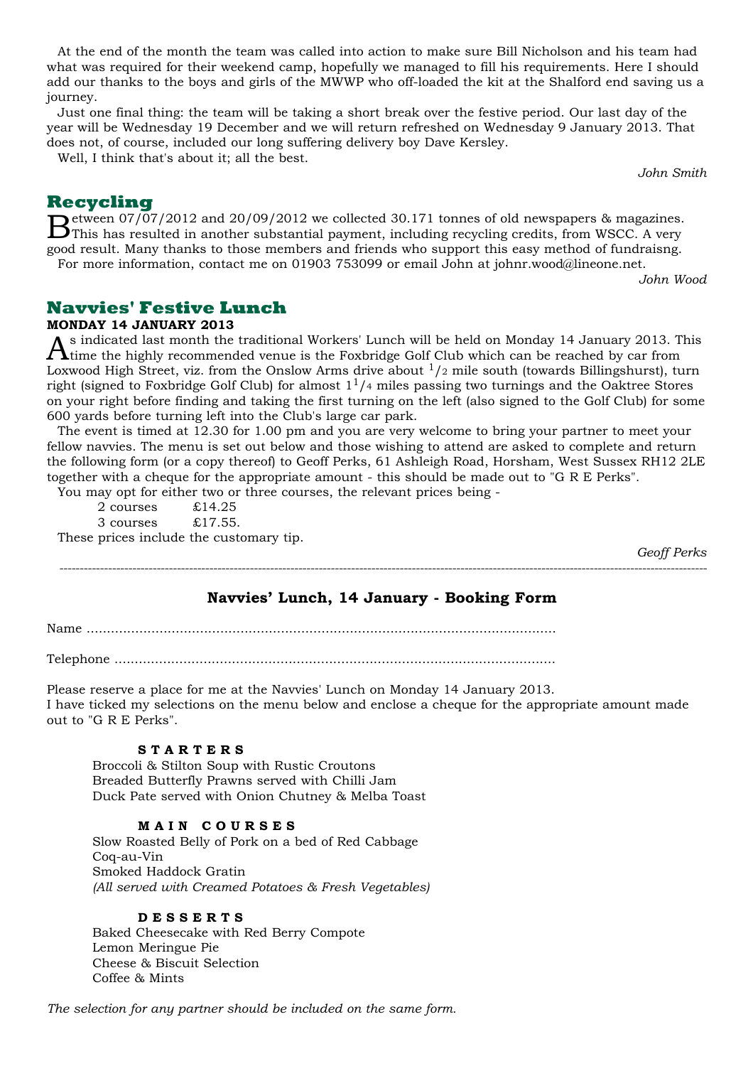At the end of the month the team was called into action to make sure Bill Nicholson and his team had what was required for their weekend camp, hopefully we managed to fill his requirements. Here I should add our thanks to the boys and girls of the MWWP who off-loaded the kit at the Shalford end saving us a journey.

Just one final thing: the team will be taking a short break over the festive period. Our last day of the year will be Wednesday 19 December and we will return refreshed on Wednesday 9 January 2013. That does not, of course, included our long suffering delivery boy Dave Kersley.

Well, I think that's about it; all the best.

*John Smith*

## Recycling

Between 07/07/2012 and 20/09/2012 we collected 30.171 tonnes of old newspapers & magazines. This has resulted in another substantial payment, including recycling credits, from WSCC. A very good result. Many thanks to those members and friends who support this easy method of fundraisng.

For more information, contact me on 01903 753099 or email John at johnr.wood@lineone.net.

*John Wood*

## Navvies' Festive Lunch

**MONDAY 14 JANUARY 2013**

As indicated last month the traditional Workers' Lunch will be held on Monday 14 January 2013. This time the highly recommended venue is the Foxbridge Golf Club which can be reached by car from Loxwood High Street, viz. from the Onslow Arms drive about 1/2 mile south (towards Billingshurst), turn right (signed to Foxbridge Golf Club) for almost 1 1/4 miles passing two turnings and the Oaktree Stores on your right before finding and taking the first turning on the left (also signed to the Golf Club) for some 600 yards before turning left into the Club's large car park.

The event is timed at 12.30 for 1.00 pm and you are very welcome to bring your partner to meet your fellow navvies. The menu is set out below and those wishing to attend are asked to complete and return the following form (or a copy thereof) to Geoff Perks, 61 Ashleigh Road, Horsham, West Sussex RH12 2LE together with a cheque for the appropriate amount - this should be made out to "G R E Perks".

You may opt for either two or three courses, the relevant prices being -

2 courses £14.25
3 courses £17.55.

These prices include the customary tip.

*Geoff Perks*

---

### Navvies' Lunch, 14 January - Booking Form

Name ......................................................................................................

Telephone ..............................................................................................

Please reserve a place for me at the Navvies' Lunch on Monday 14 January 2013.
I have ticked my selections on the menu below and enclose a cheque for the appropriate amount made out to "G R E Perks".

**STARTERS**

Broccoli & Stilton Soup with Rustic Croutons
Breaded Butterfly Prawns served with Chilli Jam
Duck Pate served with Onion Chutney & Melba Toast

**MAIN COURSES**

Slow Roasted Belly of Pork on a bed of Red Cabbage
Coq-au-Vin
Smoked Haddock Gratin
*(All served with Creamed Potatoes & Fresh Vegetables)*

**DESSERTS**

Baked Cheesecake with Red Berry Compote
Lemon Meringue Pie
Cheese & Biscuit Selection
Coffee & Mints

*The selection for any partner should be included on the same form.*